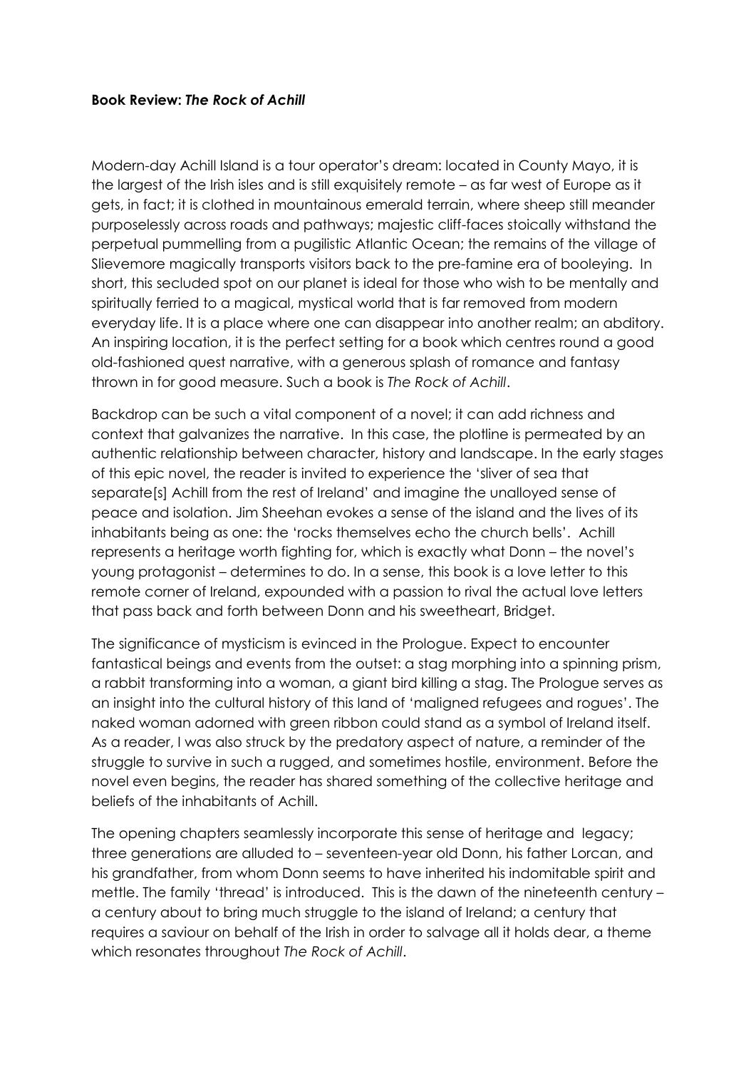**Book Review: *The Rock of Achill***

Modern-day Achill Island is a tour operator's dream: located in County Mayo, it is the largest of the Irish isles and is still exquisitely remote – as far west of Europe as it gets, in fact; it is clothed in mountainous emerald terrain, where sheep still meander purposelessly across roads and pathways; majestic cliff-faces stoically withstand the perpetual pummelling from a pugilistic Atlantic Ocean; the remains of the village of Slievemore magically transports visitors back to the pre-famine era of booleying. In short, this secluded spot on our planet is ideal for those who wish to be mentally and spiritually ferried to a magical, mystical world that is far removed from modern everyday life. It is a place where one can disappear into another realm; an abditory. An inspiring location, it is the perfect setting for a book which centres round a good old-fashioned quest narrative, with a generous splash of romance and fantasy thrown in for good measure. Such a book is *The Rock of Achill*.

Backdrop can be such a vital component of a novel; it can add richness and context that galvanizes the narrative. In this case, the plotline is permeated by an authentic relationship between character, history and landscape. In the early stages of this epic novel, the reader is invited to experience the 'sliver of sea that separate[s] Achill from the rest of Ireland' and imagine the unalloyed sense of peace and isolation. Jim Sheehan evokes a sense of the island and the lives of its inhabitants being as one: the 'rocks themselves echo the church bells'. Achill represents a heritage worth fighting for, which is exactly what Donn – the novel's young protagonist – determines to do. In a sense, this book is a love letter to this remote corner of Ireland, expounded with a passion to rival the actual love letters that pass back and forth between Donn and his sweetheart, Bridget.

The significance of mysticism is evinced in the Prologue. Expect to encounter fantastical beings and events from the outset: a stag morphing into a spinning prism, a rabbit transforming into a woman, a giant bird killing a stag. The Prologue serves as an insight into the cultural history of this land of 'maligned refugees and rogues'. The naked woman adorned with green ribbon could stand as a symbol of Ireland itself. As a reader, I was also struck by the predatory aspect of nature, a reminder of the struggle to survive in such a rugged, and sometimes hostile, environment. Before the novel even begins, the reader has shared something of the collective heritage and beliefs of the inhabitants of Achill.

The opening chapters seamlessly incorporate this sense of heritage and legacy; three generations are alluded to – seventeen-year old Donn, his father Lorcan, and his grandfather, from whom Donn seems to have inherited his indomitable spirit and mettle. The family 'thread' is introduced. This is the dawn of the nineteenth century – a century about to bring much struggle to the island of Ireland; a century that requires a saviour on behalf of the Irish in order to salvage all it holds dear, a theme which resonates throughout *The Rock of Achill*.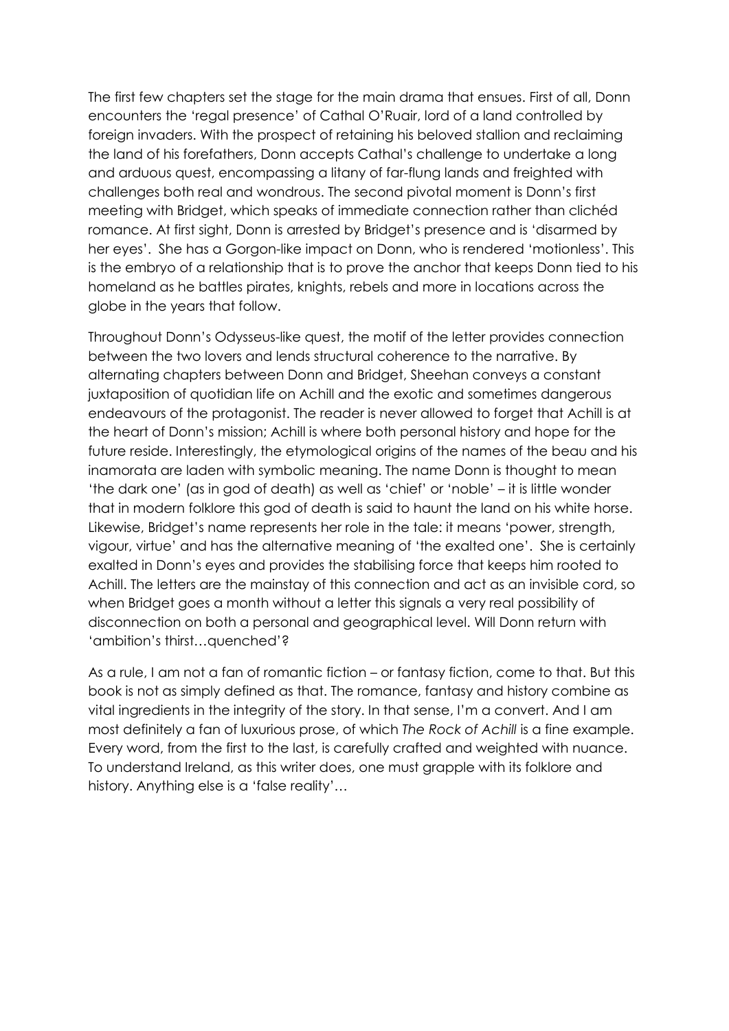The first few chapters set the stage for the main drama that ensues. First of all, Donn encounters the 'regal presence' of Cathal O'Ruair, lord of a land controlled by foreign invaders. With the prospect of retaining his beloved stallion and reclaiming the land of his forefathers, Donn accepts Cathal's challenge to undertake a long and arduous quest, encompassing a litany of far-flung lands and freighted with challenges both real and wondrous. The second pivotal moment is Donn's first meeting with Bridget, which speaks of immediate connection rather than clichéd romance. At first sight, Donn is arrested by Bridget's presence and is 'disarmed by her eyes'. She has a Gorgon-like impact on Donn, who is rendered 'motionless'. This is the embryo of a relationship that is to prove the anchor that keeps Donn tied to his homeland as he battles pirates, knights, rebels and more in locations across the globe in the years that follow.

Throughout Donn's Odysseus-like quest, the motif of the letter provides connection between the two lovers and lends structural coherence to the narrative. By alternating chapters between Donn and Bridget, Sheehan conveys a constant juxtaposition of quotidian life on Achill and the exotic and sometimes dangerous endeavours of the protagonist. The reader is never allowed to forget that Achill is at the heart of Donn's mission; Achill is where both personal history and hope for the future reside. Interestingly, the etymological origins of the names of the beau and his inamorata are laden with symbolic meaning. The name Donn is thought to mean 'the dark one' (as in god of death) as well as 'chief' or 'noble' – it is little wonder that in modern folklore this god of death is said to haunt the land on his white horse. Likewise, Bridget's name represents her role in the tale: it means 'power, strength, vigour, virtue' and has the alternative meaning of 'the exalted one'. She is certainly exalted in Donn's eyes and provides the stabilising force that keeps him rooted to Achill. The letters are the mainstay of this connection and act as an invisible cord, so when Bridget goes a month without a letter this signals a very real possibility of disconnection on both a personal and geographical level. Will Donn return with 'ambition's thirst…quenched'?

As a rule, I am not a fan of romantic fiction – or fantasy fiction, come to that. But this book is not as simply defined as that. The romance, fantasy and history combine as vital ingredients in the integrity of the story. In that sense, I'm a convert. And I am most definitely a fan of luxurious prose, of which *The Rock of Achill* is a fine example. Every word, from the first to the last, is carefully crafted and weighted with nuance. To understand Ireland, as this writer does, one must grapple with its folklore and history. Anything else is a 'false reality'…